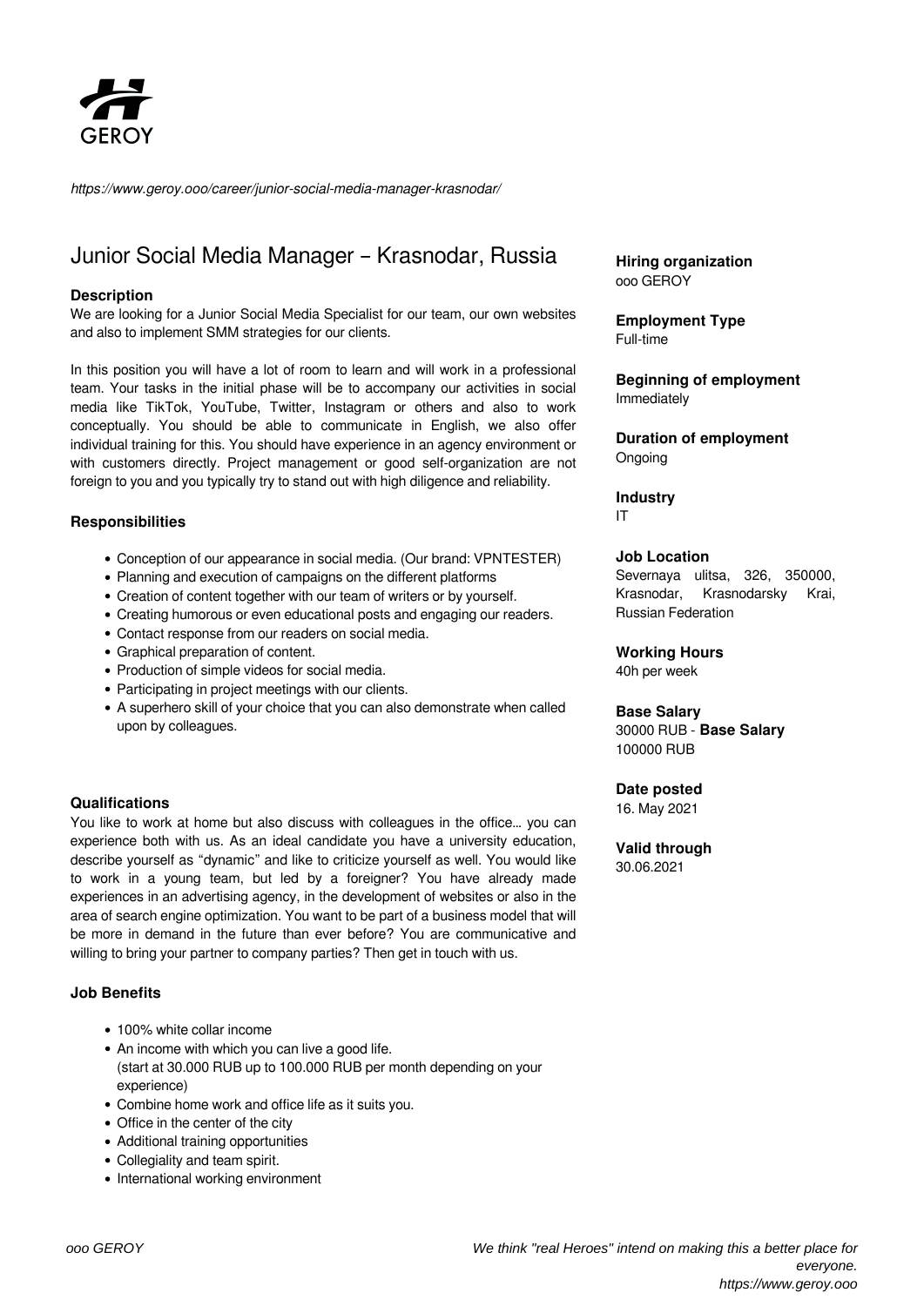GEROY

*https://www.geroy.ooo/career/junior-social-media-manager-krasnodar/*

# Junior Social Media Manager – Krasnodar, Russia

### Description

We are looking for a Junior Social Media Specialist for our team, our own websites and also to implement SMM strategies for our clients.

In this position you will have a lot of room to learn and will work in a professional team. Your tasks in the initial phase will be to accompany our activities in social media like TikTok, YouTube, Twitter, Instagram or others and also to work conceptually. You should be able to communicate in English, we also offer individual training for this. You should have experience in an agency environment or with customers directly. Project management or good self-organization are not foreign to you and you typically try to stand out with high diligence and reliability.

### Responsibilities

- Conception of our appearance in social media. (Our brand: VPNTESTER)
- Planning and execution of campaigns on the different platforms
- Creation of content together with our team of writers or by yourself.
- Creating humorous or even educational posts and engaging our readers.
- Contact response from our readers on social media.
- Graphical preparation of content.
- Production of simple videos for social media.
- Participating in project meetings with our clients.
- A superhero skill of your choice that you can also demonstrate when called upon by colleagues.

### Qualifications

You like to work at home but also discuss with colleagues in the office… you can experience both with us. As an ideal candidate you have a university education, describe yourself as "dynamic" and like to criticize yourself as well. You would like to work in a young team, but led by a foreigner? You have already made experiences in an advertising agency, in the development of websites or also in the area of search engine optimization. You want to be part of a business model that will be more in demand in the future than ever before? You are communicative and willing to bring your partner to company parties? Then get in touch with us.

### Job Benefits

- 100% white collar income
- An income with which you can live a good life.
  (start at 30.000 RUB up to 100.000 RUB per month depending on your experience)
- Combine home work and office life as it suits you.
- Office in the center of the city
- Additional training opportunities
- Collegiality and team spirit.
- International working environment

**Hiring organization**
ooo GEROY

**Employment Type**
Full-time

**Beginning of employment**
Immediately

**Duration of employment**
Ongoing

**Industry**
IT

**Job Location**
Severnaya ulitsa, 326, 350000, Krasnodar, Krasnodarsky Krai, Russian Federation

**Working Hours**
40h per week

**Base Salary**
30000 RUB - **Base Salary** 100000 RUB

**Date posted**
16. May 2021

**Valid through**
30.06.2021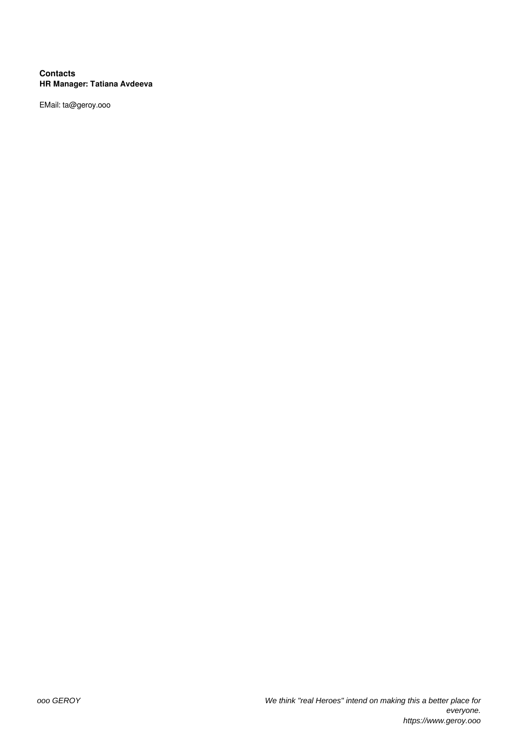**Contacts**
**HR Manager: Tatiana Avdeeva**

EMail: ta@geroy.ooo